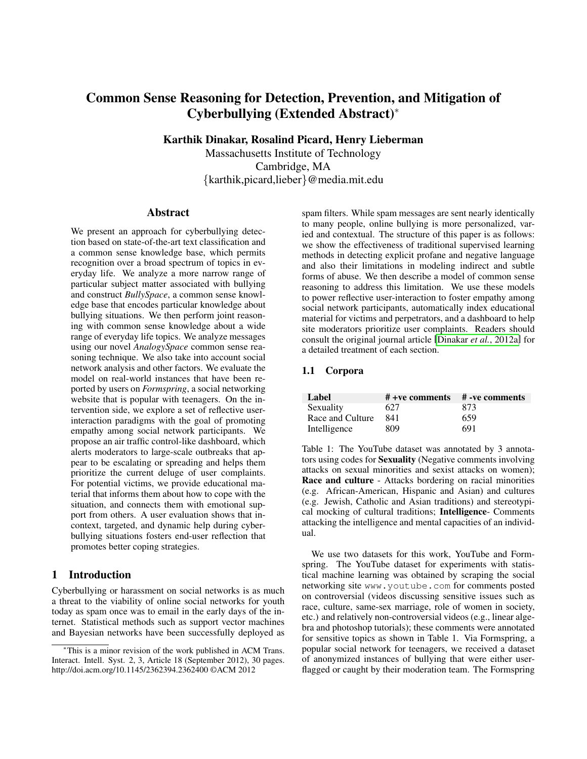# Common Sense Reasoning for Detection, Prevention, and Mitigation of Cyberbullying (Extended Abstract)*

**Karthik Dinakar, Rosalind Picard, Henry Lieberman**

Massachusetts Institute of Technology
Cambridge, MA
{karthik,picard,lieber}@media.mit.edu

## Abstract

We present an approach for cyberbullying detection based on state-of-the-art text classification and a common sense knowledge base, which permits recognition over a broad spectrum of topics in everyday life. We analyze a more narrow range of particular subject matter associated with bullying and construct *BullySpace*, a common sense knowledge base that encodes particular knowledge about bullying situations. We then perform joint reasoning with common sense knowledge about a wide range of everyday life topics. We analyze messages using our novel *AnalogySpace* common sense reasoning technique. We also take into account social network analysis and other factors. We evaluate the model on real-world instances that have been reported by users on *Formspring*, a social networking website that is popular with teenagers. On the intervention side, we explore a set of reflective user-interaction paradigms with the goal of promoting empathy among social network participants. We propose an air traffic control-like dashboard, which alerts moderators to large-scale outbreaks that appear to be escalating or spreading and helps them prioritize the current deluge of user complaints. For potential victims, we provide educational material that informs them about how to cope with the situation, and connects them with emotional support from others. A user evaluation shows that in-context, targeted, and dynamic help during cyberbullying situations fosters end-user reflection that promotes better coping strategies.

## 1 Introduction

Cyberbullying or harassment on social networks is as much a threat to the viability of online social networks for youth today as spam once was to email in the early days of the internet. Statistical methods such as support vector machines and Bayesian networks have been successfully deployed as spam filters. While spam messages are sent nearly identically to many people, online bullying is more personalized, varied and contextual. The structure of this paper is as follows: we show the effectiveness of traditional supervised learning methods in detecting explicit profane and negative language and also their limitations in modeling indirect and subtle forms of abuse. We then describe a model of common sense reasoning to address this limitation. We use these models to power reflective user-interaction to foster empathy among social network participants, automatically index educational material for victims and perpetrators, and a dashboard to help site moderators prioritize user complaints. Readers should consult the original journal article [Dinakar *et al.*, 2012a] for a detailed treatment of each section.

### 1.1 Corpora

| Label | # +ve comments | # -ve comments |
|---|---|---|
| Sexuality | 627 | 873 |
| Race and Culture | 841 | 659 |
| Intelligence | 809 | 691 |

Table 1: The YouTube dataset was annotated by 3 annotators using codes for **Sexuality** (Negative comments involving attacks on sexual minorities and sexist attacks on women); **Race and culture** - Attacks bordering on racial minorities (e.g. African-American, Hispanic and Asian) and cultures (e.g. Jewish, Catholic and Asian traditions) and stereotypical mocking of cultural traditions; **Intelligence**- Comments attacking the intelligence and mental capacities of an individual.

We use two datasets for this work, YouTube and Formspring. The YouTube dataset for experiments with statistical machine learning was obtained by scraping the social networking site www.youtube.com for comments posted on controversial (videos discussing sensitive issues such as race, culture, same-sex marriage, role of women in society, etc.) and relatively non-controversial videos (e.g., linear algebra and photoshop tutorials); these comments were annotated for sensitive topics as shown in Table 1. Via Formspring, a popular social network for teenagers, we received a dataset of anonymized instances of bullying that were either user-flagged or caught by their moderation team. The Formspring

*This is a minor revision of the work published in ACM Trans. Interact. Intell. Syst. 2, 3, Article 18 (September 2012), 30 pages. http://doi.acm.org/10.1145/2362394.2362400 ©ACM 2012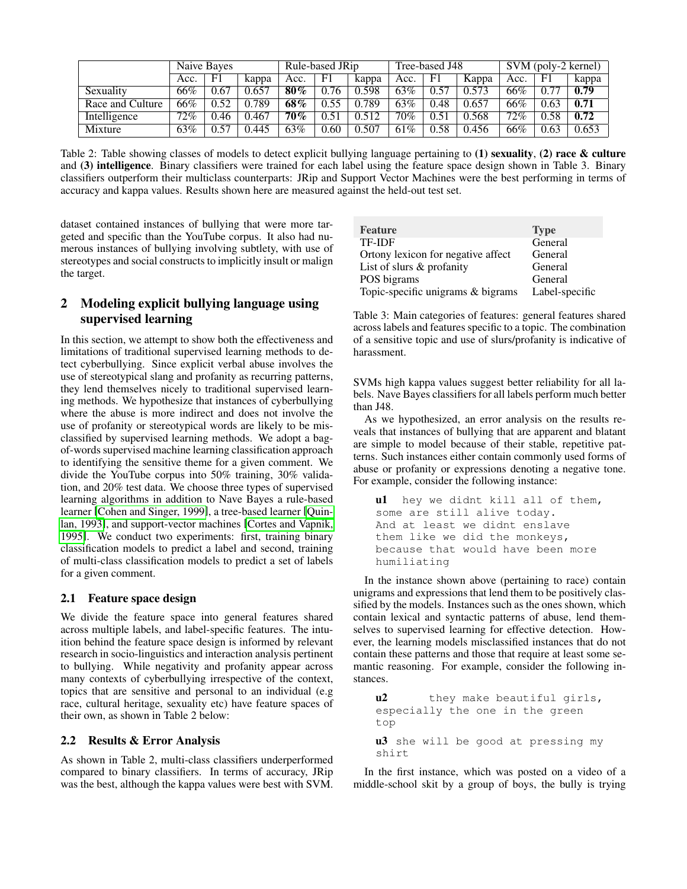| | Naive Bayes | | | Rule-based JRip | | | Tree-based J48 | | | SVM (poly-2 kernel) | | |
|---|---|---|---|---|---|---|---|---|---|---|---|---|
| | Acc. | F1 | kappa | Acc. | F1 | kappa | Acc. | F1 | Kappa | Acc. | F1 | kappa |
| Sexuality | 66% | 0.67 | 0.657 | **80%** | 0.76 | 0.598 | 63% | 0.57 | 0.573 | 66% | 0.77 | **0.79** |
| Race and Culture | 66% | 0.52 | 0.789 | **68%** | 0.55 | 0.789 | 63% | 0.48 | 0.657 | 66% | 0.63 | **0.71** |
| Intelligence | 72% | 0.46 | 0.467 | **70%** | 0.51 | 0.512 | 70% | 0.51 | 0.568 | 72% | 0.58 | **0.72** |
| Mixture | 63% | 0.57 | 0.445 | 63% | 0.60 | 0.507 | 61% | 0.58 | 0.456 | 66% | 0.63 | 0.653 |

Table 2: Table showing classes of models to detect explicit bullying language pertaining to **(1) sexuality**, **(2) race & culture** and **(3) intelligence**. Binary classifiers were trained for each label using the feature space design shown in Table 3. Binary classifiers outperform their multiclass counterparts: JRip and Support Vector Machines were the best performing in terms of accuracy and kappa values. Results shown here are measured against the held-out test set.

dataset contained instances of bullying that were more targeted and specific than the YouTube corpus. It also had numerous instances of bullying involving subtlety, with use of stereotypes and social constructs to implicitly insult or malign the target.

## 2 Modeling explicit bullying language using supervised learning

In this section, we attempt to show both the effectiveness and limitations of traditional supervised learning methods to detect cyberbullying. Since explicit verbal abuse involves the use of stereotypical slang and profanity as recurring patterns, they lend themselves nicely to traditional supervised learning methods. We hypothesize that instances of cyberbullying where the abuse is more indirect and does not involve the use of profanity or stereotypical words are likely to be misclassified by supervised learning methods. We adopt a bag-of-words supervised machine learning classification approach to identifying the sensitive theme for a given comment. We divide the YouTube corpus into 50% training, 30% validation, and 20% test data. We choose three types of supervised learning algorithms in addition to Nave Bayes a rule-based learner [Cohen and Singer, 1999], a tree-based learner [Quinlan, 1993], and support-vector machines [Cortes and Vapnik, 1995]. We conduct two experiments: first, training binary classification models to predict a label and second, training of multi-class classification models to predict a set of labels for a given comment.

### 2.1 Feature space design

We divide the feature space into general features shared across multiple labels, and label-specific features. The intuition behind the feature space design is informed by relevant research in socio-linguistics and interaction analysis pertinent to bullying. While negativity and profanity appear across many contexts of cyberbullying irrespective of the context, topics that are sensitive and personal to an individual (e.g race, cultural heritage, sexuality etc) have feature spaces of their own, as shown in Table 2 below:

### 2.2 Results & Error Analysis

As shown in Table 2, multi-class classifiers underperformed compared to binary classifiers. In terms of accuracy, JRip was the best, although the kappa values were best with SVM.

| Feature | Type |
|---|---|
| TF-IDF | General |
| Ortony lexicon for negative affect | General |
| List of slurs & profanity | General |
| POS bigrams | General |
| Topic-specific unigrams & bigrams | Label-specific |

Table 3: Main categories of features: general features shared across labels and features specific to a topic. The combination of a sensitive topic and use of slurs/profanity is indicative of harassment.

SVMs high kappa values suggest better reliability for all labels. Nave Bayes classifiers for all labels perform much better than J48.

As we hypothesized, an error analysis on the results reveals that instances of bullying that are apparent and blatant are simple to model because of their stable, repetitive patterns. Such instances either contain commonly used forms of abuse or profanity or expressions denoting a negative tone. For example, consider the following instance:

**u1** `hey we didnt kill all of them, some are still alive today. And at least we didnt enslave them like we did the monkeys, because that would have been more humiliating`

In the instance shown above (pertaining to race) contain unigrams and expressions that lend them to be positively classified by the models. Instances such as the ones shown, which contain lexical and syntactic patterns of abuse, lend themselves to supervised learning for effective detection. However, the learning models misclassified instances that do not contain these patterns and those that require at least some semantic reasoning. For example, consider the following instances.

**u2** `they make beautiful girls, especially the one in the green top`

**u3** `she will be good at pressing my shirt`

In the first instance, which was posted on a video of a middle-school skit by a group of boys, the bully is trying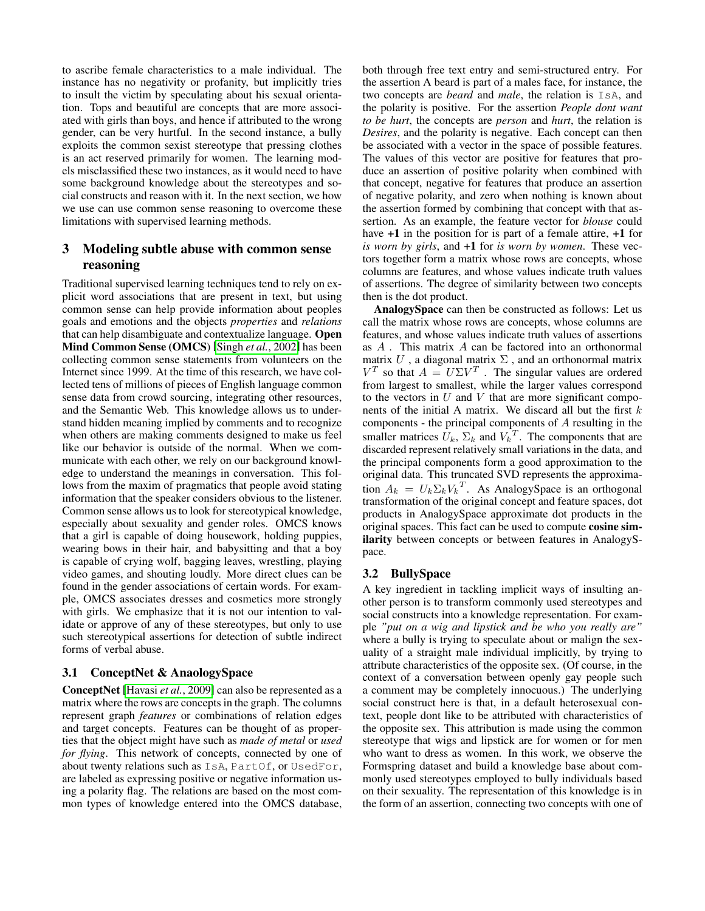to ascribe female characteristics to a male individual. The instance has no negativity or profanity, but implicitly tries to insult the victim by speculating about his sexual orientation. Tops and beautiful are concepts that are more associated with girls than boys, and hence if attributed to the wrong gender, can be very hurtful. In the second instance, a bully exploits the common sexist stereotype that pressing clothes is an act reserved primarily for women. The learning models misclassified these two instances, as it would need to have some background knowledge about the stereotypes and social constructs and reason with it. In the next section, we how we use can use common sense reasoning to overcome these limitations with supervised learning methods.

## 3 Modeling subtle abuse with common sense reasoning

Traditional supervised learning techniques tend to rely on explicit word associations that are present in text, but using common sense can help provide information about peoples goals and emotions and the objects *properties* and *relations* that can help disambiguate and contextualize language. **Open Mind Common Sense (OMCS)** [Singh *et al.*, 2002] has been collecting common sense statements from volunteers on the Internet since 1999. At the time of this research, we have collected tens of millions of pieces of English language common sense data from crowd sourcing, integrating other resources, and the Semantic Web. This knowledge allows us to understand hidden meaning implied by comments and to recognize when others are making comments designed to make us feel like our behavior is outside of the normal. When we communicate with each other, we rely on our background knowledge to understand the meanings in conversation. This follows from the maxim of pragmatics that people avoid stating information that the speaker considers obvious to the listener. Common sense allows us to look for stereotypical knowledge, especially about sexuality and gender roles. OMCS knows that a girl is capable of doing housework, holding puppies, wearing bows in their hair, and babysitting and that a boy is capable of crying wolf, bagging leaves, wrestling, playing video games, and shouting loudly. More direct clues can be found in the gender associations of certain words. For example, OMCS associates dresses and cosmetics more strongly with girls. We emphasize that it is not our intention to validate or approve of any of these stereotypes, but only to use such stereotypical assertions for detection of subtle indirect forms of verbal abuse.

### 3.1 ConceptNet & AnaologySpace

**ConceptNet** [Havasi *et al.*, 2009] can also be represented as a matrix where the rows are concepts in the graph. The columns represent graph *features* or combinations of relation edges and target concepts. Features can be thought of as properties that the object might have such as *made of metal* or *used for flying*. This network of concepts, connected by one of about twenty relations such as `IsA`, `PartOf`, or `UsedFor`, are labeled as expressing positive or negative information using a polarity flag. The relations are based on the most common types of knowledge entered into the OMCS database, both through free text entry and semi-structured entry. For the assertion A beard is part of a males face, for instance, the two concepts are *beard* and *male*, the relation is `IsA`, and the polarity is positive. For the assertion *People dont want to be hurt*, the concepts are *person* and *hurt*, the relation is *Desires*, and the polarity is negative. Each concept can then be associated with a vector in the space of possible features. The values of this vector are positive for features that produce an assertion of positive polarity when combined with that concept, negative for features that produce an assertion of negative polarity, and zero when nothing is known about the assertion formed by combining that concept with that assertion. As an example, the feature vector for *blouse* could have **+1** in the position for is part of a female attire, **+1** for *is worn by girls*, and **+1** for *is worn by women*. These vectors together form a matrix whose rows are concepts, whose columns are features, and whose values indicate truth values of assertions. The degree of similarity between two concepts then is the dot product.

**AnalogySpace** can then be constructed as follows: Let us call the matrix whose rows are concepts, whose columns are features, and whose values indicate truth values of assertions as $A$ . This matrix $A$ can be factored into an orthonormal matrix $U$ , a diagonal matrix $\Sigma$ , and an orthonormal matrix $V^T$ so that $A = U\Sigma V^T$ . The singular values are ordered from largest to smallest, while the larger values correspond to the vectors in $U$ and $V$ that are more significant components of the initial A matrix. We discard all but the first $k$ components - the principal components of $A$ resulting in the smaller matrices $U_k$, $\Sigma_k$ and $V_k^T$. The components that are discarded represent relatively small variations in the data, and the principal components form a good approximation to the original data. This truncated SVD represents the approximation $A_k = U_k\Sigma_k V_k^T$. As AnalogySpace is an orthogonal transformation of the original concept and feature spaces, dot products in AnalogySpace approximate dot products in the original spaces. This fact can be used to compute **cosine similarity** between concepts or between features in AnalogySpace.

### 3.2 BullySpace

A key ingredient in tackling implicit ways of insulting another person is to transform commonly used stereotypes and social constructs into a knowledge representation. For example *"put on a wig and lipstick and be who you really are"* where a bully is trying to speculate about or malign the sexuality of a straight male individual implicitly, by trying to attribute characteristics of the opposite sex. (Of course, in the context of a conversation between openly gay people such a comment may be completely innocuous.) The underlying social construct here is that, in a default heterosexual context, people dont like to be attributed with characteristics of the opposite sex. This attribution is made using the common stereotype that wigs and lipstick are for women or for men who want to dress as women. In this work, we observe the Formspring dataset and build a knowledge base about commonly used stereotypes employed to bully individuals based on their sexuality. The representation of this knowledge is in the form of an assertion, connecting two concepts with one of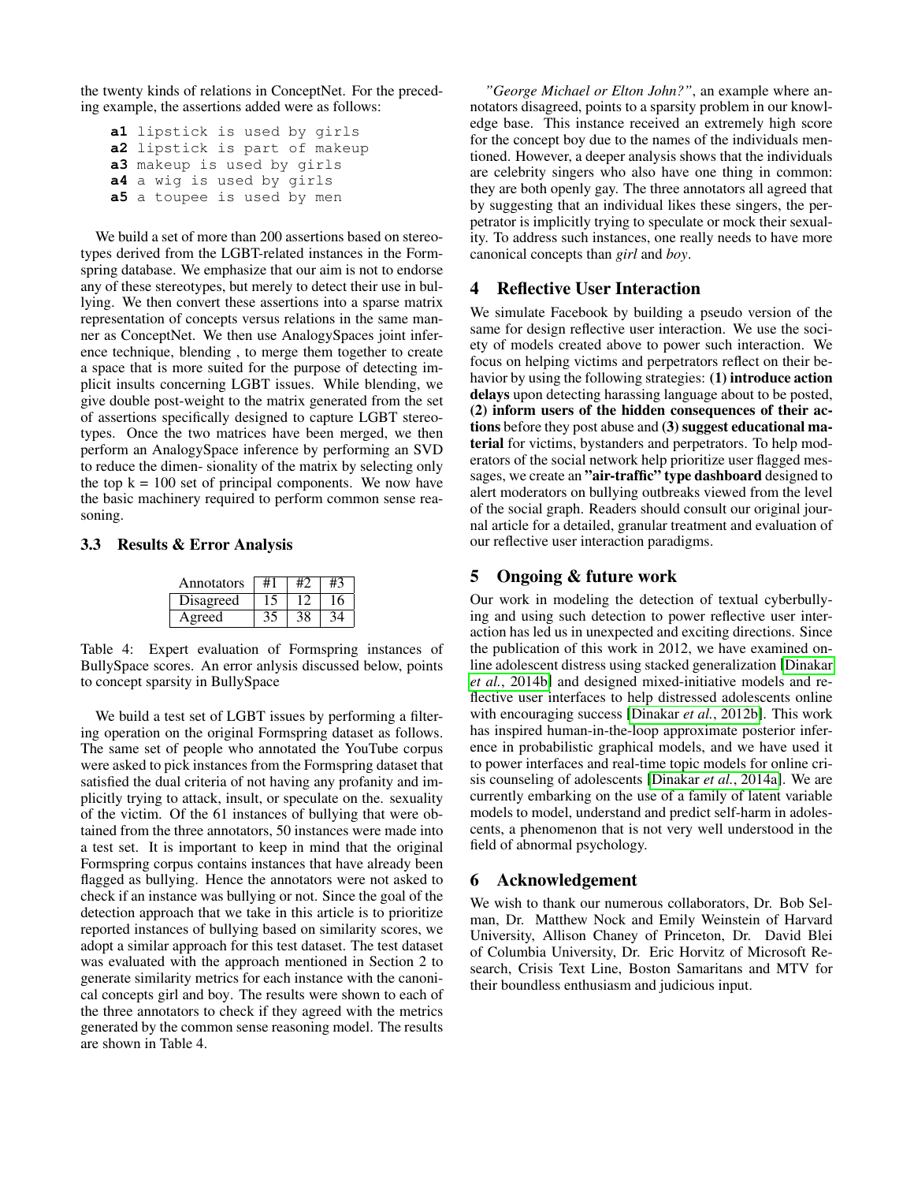the twenty kinds of relations in ConceptNet. For the preceding example, the assertions added were as follows:

```
a1 lipstick is used by girls
a2 lipstick is part of makeup
a3 makeup is used by girls
a4 a wig is used by girls
a5 a toupee is used by men
```

We build a set of more than 200 assertions based on stereotypes derived from the LGBT-related instances in the Formspring database. We emphasize that our aim is not to endorse any of these stereotypes, but merely to detect their use in bullying. We then convert these assertions into a sparse matrix representation of concepts versus relations in the same manner as ConceptNet. We then use AnalogySpaces joint inference technique, blending , to merge them together to create a space that is more suited for the purpose of detecting implicit insults concerning LGBT issues. While blending, we give double post-weight to the matrix generated from the set of assertions specifically designed to capture LGBT stereotypes. Once the two matrices have been merged, we then perform an AnalogySpace inference by performing an SVD to reduce the dimen- sionality of the matrix by selecting only the top k = 100 set of principal components. We now have the basic machinery required to perform common sense reasoning.

### 3.3 Results & Error Analysis

| Annotators | #1 | #2 | #3 |
|---|---|---|---|
| Disagreed | 15 | 12 | 16 |
| Agreed | 35 | 38 | 34 |

Table 4: Expert evaluation of Formspring instances of BullySpace scores. An error anlysis discussed below, points to concept sparsity in BullySpace

We build a test set of LGBT issues by performing a filtering operation on the original Formspring dataset as follows. The same set of people who annotated the YouTube corpus were asked to pick instances from the Formspring dataset that satisfied the dual criteria of not having any profanity and implicitly trying to attack, insult, or speculate on the. sexuality of the victim. Of the 61 instances of bullying that were obtained from the three annotators, 50 instances were made into a test set. It is important to keep in mind that the original Formspring corpus contains instances that have already been flagged as bullying. Hence the annotators were not asked to check if an instance was bullying or not. Since the goal of the detection approach that we take in this article is to prioritize reported instances of bullying based on similarity scores, we adopt a similar approach for this test dataset. The test dataset was evaluated with the approach mentioned in Section 2 to generate similarity metrics for each instance with the canonical concepts girl and boy. The results were shown to each of the three annotators to check if they agreed with the metrics generated by the common sense reasoning model. The results are shown in Table 4.

*"George Michael or Elton John?"*, an example where annotators disagreed, points to a sparsity problem in our knowledge base. This instance received an extremely high score for the concept boy due to the names of the individuals mentioned. However, a deeper analysis shows that the individuals are celebrity singers who also have one thing in common: they are both openly gay. The three annotators all agreed that by suggesting that an individual likes these singers, the perpetrator is implicitly trying to speculate or mock their sexuality. To address such instances, one really needs to have more canonical concepts than *girl* and *boy*.

## 4 Reflective User Interaction

We simulate Facebook by building a pseudo version of the same for design reflective user interaction. We use the society of models created above to power such interaction. We focus on helping victims and perpetrators reflect on their behavior by using the following strategies: **(1) introduce action delays** upon detecting harassing language about to be posted, **(2) inform users of the hidden consequences of their actions** before they post abuse and **(3) suggest educational material** for victims, bystanders and perpetrators. To help moderators of the social network help prioritize user flagged messages, we create an **"air-traffic" type dashboard** designed to alert moderators on bullying outbreaks viewed from the level of the social graph. Readers should consult our original journal article for a detailed, granular treatment and evaluation of our reflective user interaction paradigms.

## 5 Ongoing & future work

Our work in modeling the detection of textual cyberbullying and using such detection to power reflective user interaction has led us in unexpected and exciting directions. Since the publication of this work in 2012, we have examined online adolescent distress using stacked generalization [Dinakar *et al.*, 2014b] and designed mixed-initiative models and reflective user interfaces to help distressed adolescents online with encouraging success [Dinakar *et al.*, 2012b]. This work has inspired human-in-the-loop approximate posterior inference in probabilistic graphical models, and we have used it to power interfaces and real-time topic models for online crisis counseling of adolescents [Dinakar *et al.*, 2014a]. We are currently embarking on the use of a family of latent variable models to model, understand and predict self-harm in adolescents, a phenomenon that is not very well understood in the field of abnormal psychology.

## 6 Acknowledgement

We wish to thank our numerous collaborators, Dr. Bob Selman, Dr. Matthew Nock and Emily Weinstein of Harvard University, Allison Chaney of Princeton, Dr. David Blei of Columbia University, Dr. Eric Horvitz of Microsoft Research, Crisis Text Line, Boston Samaritans and MTV for their boundless enthusiasm and judicious input.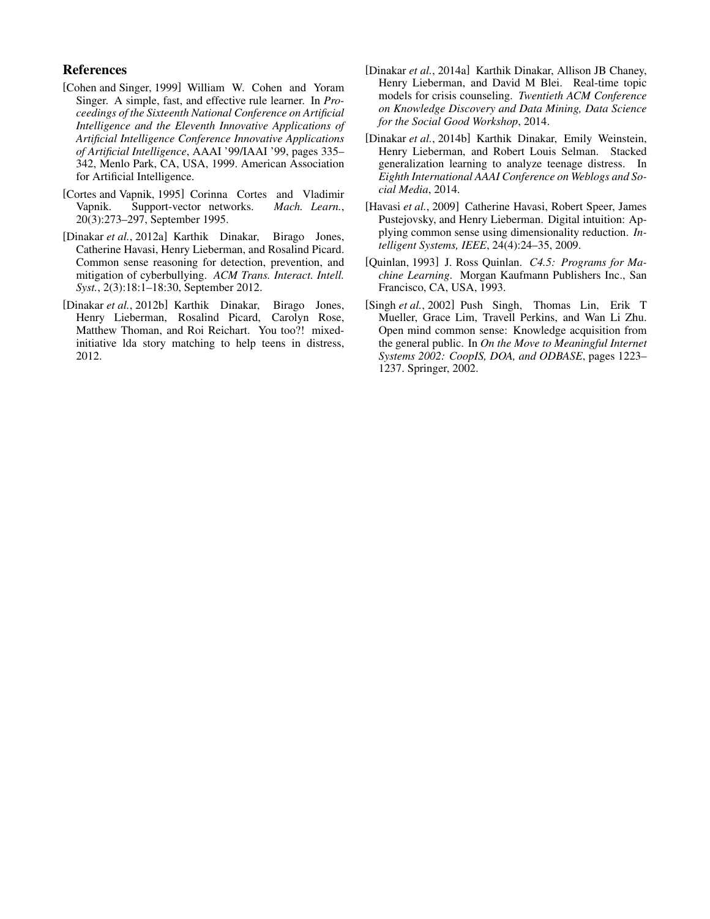## References

[Cohen and Singer, 1999] William W. Cohen and Yoram Singer. A simple, fast, and effective rule learner. In *Proceedings of the Sixteenth National Conference on Artificial Intelligence and the Eleventh Innovative Applications of Artificial Intelligence Conference Innovative Applications of Artificial Intelligence*, AAAI '99/IAAI '99, pages 335–342, Menlo Park, CA, USA, 1999. American Association for Artificial Intelligence.

[Cortes and Vapnik, 1995] Corinna Cortes and Vladimir Vapnik. Support-vector networks. *Mach. Learn.*, 20(3):273–297, September 1995.

[Dinakar *et al.*, 2012a] Karthik Dinakar, Birago Jones, Catherine Havasi, Henry Lieberman, and Rosalind Picard. Common sense reasoning for detection, prevention, and mitigation of cyberbullying. *ACM Trans. Interact. Intell. Syst.*, 2(3):18:1–18:30, September 2012.

[Dinakar *et al.*, 2012b] Karthik Dinakar, Birago Jones, Henry Lieberman, Rosalind Picard, Carolyn Rose, Matthew Thoman, and Roi Reichart. You too?! mixed-initiative lda story matching to help teens in distress, 2012.

[Dinakar *et al.*, 2014a] Karthik Dinakar, Allison JB Chaney, Henry Lieberman, and David M Blei. Real-time topic models for crisis counseling. *Twentieth ACM Conference on Knowledge Discovery and Data Mining, Data Science for the Social Good Workshop*, 2014.

[Dinakar *et al.*, 2014b] Karthik Dinakar, Emily Weinstein, Henry Lieberman, and Robert Louis Selman. Stacked generalization learning to analyze teenage distress. In *Eighth International AAAI Conference on Weblogs and Social Media*, 2014.

[Havasi *et al.*, 2009] Catherine Havasi, Robert Speer, James Pustejovsky, and Henry Lieberman. Digital intuition: Applying common sense using dimensionality reduction. *Intelligent Systems, IEEE*, 24(4):24–35, 2009.

[Quinlan, 1993] J. Ross Quinlan. *C4.5: Programs for Machine Learning*. Morgan Kaufmann Publishers Inc., San Francisco, CA, USA, 1993.

[Singh *et al.*, 2002] Push Singh, Thomas Lin, Erik T Mueller, Grace Lim, Travell Perkins, and Wan Li Zhu. Open mind common sense: Knowledge acquisition from the general public. In *On the Move to Meaningful Internet Systems 2002: CoopIS, DOA, and ODBASE*, pages 1223–1237. Springer, 2002.